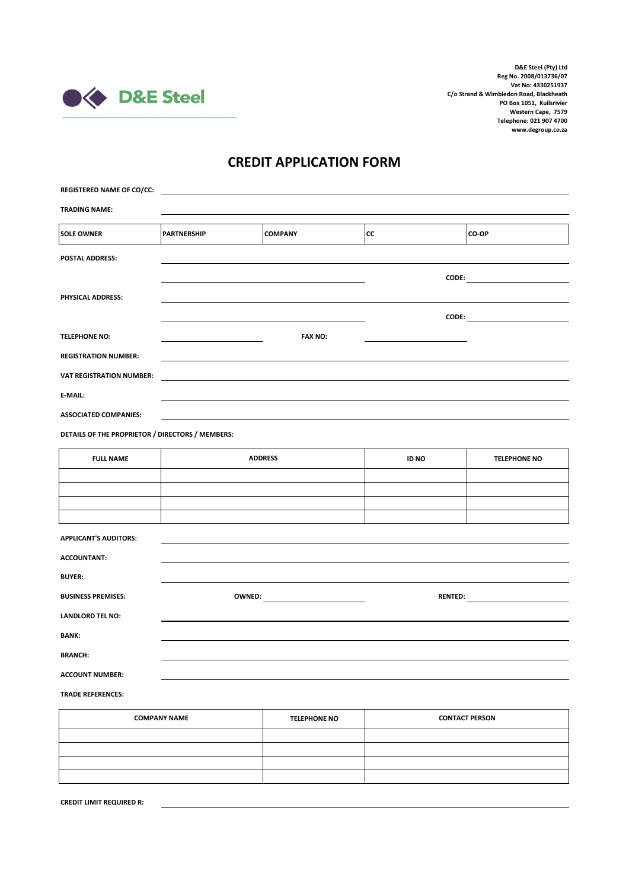D&E Steel

**D&E Steel (Pty) Ltd**
**Reg No. 2008/013736/07**
**Vat No: 4330251937**
**C/o Strand & Wimbledon Road, Blackheath**
**PO Box 1051, Kuilsrivier**
**Western Cape, 7579**
**Telephone: 021 907 4700**
**www.degroup.co.za**

# CREDIT APPLICATION FORM

**REGISTERED NAME OF CO/CC:** ______________________________

**TRADING NAME:** ______________________________

| SOLE OWNER | PARTNERSHIP | COMPANY | CC | CO-OP |
|---|---|---|---|---|

**POSTAL ADDRESS:** ______________________________

______________________________ **CODE:** ____________

**PHYSICAL ADDRESS:** ______________________________

______________________________ **CODE:** ____________

**TELEPHONE NO:** ____________ **FAX NO:** ____________

**REGISTRATION NUMBER:** ______________________________

**VAT REGISTRATION NUMBER:** ______________________________

**E-MAIL:** ______________________________

**ASSOCIATED COMPANIES:** ______________________________

**DETAILS OF THE PROPRIETOR / DIRECTORS / MEMBERS:**

| FULL NAME | ADDRESS | ID NO | TELEPHONE NO |
|---|---|---|---|
| | | | |
| | | | |
| | | | |
| | | | |

**APPLICANT'S AUDITORS:** ______________________________

**ACCOUNTANT:** ______________________________

**BUYER:** ______________________________

**BUSINESS PREMISES:** **OWNED:** ____________ **RENTED:** ____________

**LANDLORD TEL NO:** ______________________________

**BANK:** ______________________________

**BRANCH:** ______________________________

**ACCOUNT NUMBER:** ______________________________

**TRADE REFERENCES:**

| COMPANY NAME | TELEPHONE NO | CONTACT PERSON |
|---|---|---|
| | | |
| | | |
| | | |
| | | |

**CREDIT LIMIT REQUIRED R:** ______________________________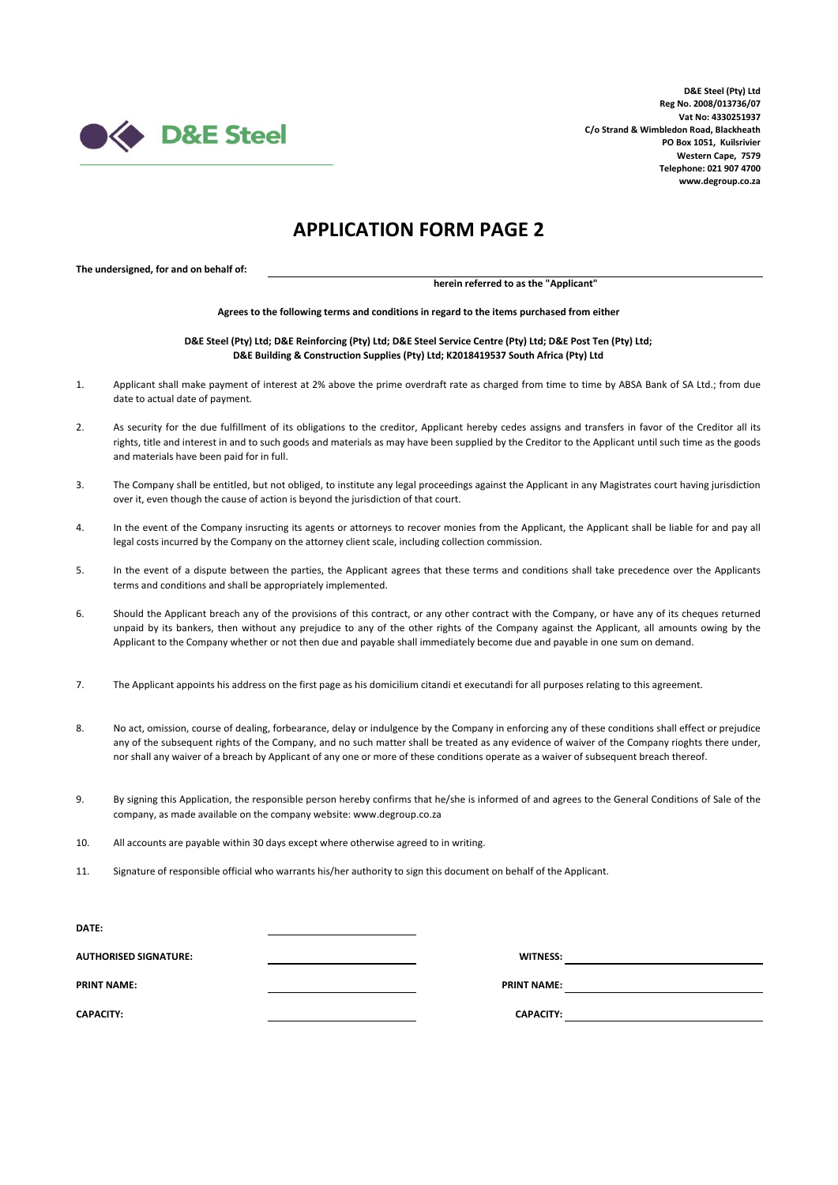D&E Steel

**D&E Steel (Pty) Ltd**
**Reg No. 2008/013736/07**
**Vat No: 4330251937**
**C/o Strand & Wimbledon Road, Blackheath**
**PO Box 1051, Kuilsrivier**
**Western Cape, 7579**
**Telephone: 021 907 4700**
**www.degroup.co.za**

# APPLICATION FORM PAGE 2

**The undersigned, for and on behalf of:** ____________________________________________

**herein referred to as the "Applicant"**

**Agrees to the following terms and conditions in regard to the items purchased from either**

**D&E Steel (Pty) Ltd; D&E Reinforcing (Pty) Ltd; D&E Steel Service Centre (Pty) Ltd; D&E Post Ten (Pty) Ltd; D&E Building & Construction Supplies (Pty) Ltd; K2018419537 South Africa (Pty) Ltd**

1. Applicant shall make payment of interest at 2% above the prime overdraft rate as charged from time to time by ABSA Bank of SA Ltd.; from due date to actual date of payment.

2. As security for the due fulfillment of its obligations to the creditor, Applicant hereby cedes assigns and transfers in favor of the Creditor all its rights, title and interest in and to such goods and materials as may have been supplied by the Creditor to the Applicant until such time as the goods and materials have been paid for in full.

3. The Company shall be entitled, but not obliged, to institute any legal proceedings against the Applicant in any Magistrates court having jurisdiction over it, even though the cause of action is beyond the jurisdiction of that court.

4. In the event of the Company insructing its agents or attorneys to recover monies from the Applicant, the Applicant shall be liable for and pay all legal costs incurred by the Company on the attorney client scale, including collection commission.

5. In the event of a dispute between the parties, the Applicant agrees that these terms and conditions shall take precedence over the Applicants terms and conditions and shall be appropriately implemented.

6. Should the Applicant breach any of the provisions of this contract, or any other contract with the Company, or have any of its cheques returned unpaid by its bankers, then without any prejudice to any of the other rights of the Company against the Applicant, all amounts owing by the Applicant to the Company whether or not then due and payable shall immediately become due and payable in one sum on demand.

7. The Applicant appoints his address on the first page as his domicilium citandi et executandi for all purposes relating to this agreement.

8. No act, omission, course of dealing, forbearance, delay or indulgence by the Company in enforcing any of these conditions shall effect or prejudice any of the subsequent rights of the Company, and no such matter shall be treated as any evidence of waiver of the Company rioghts there under, nor shall any waiver of a breach by Applicant of any one or more of these conditions operate as a waiver of subsequent breach thereof.

9. By signing this Application, the responsible person hereby confirms that he/she is informed of and agrees to the General Conditions of Sale of the company, as made available on the company website: www.degroup.co.za

10. All accounts are payable within 30 days except where otherwise agreed to in writing.

11. Signature of responsible official who warrants his/her authority to sign this document on behalf of the Applicant.

**DATE:** ____________________

**AUTHORISED SIGNATURE:** ____________________ **WITNESS:** ____________________

**PRINT NAME:** ____________________ **PRINT NAME:** ____________________

**CAPACITY:** ____________________ **CAPACITY:** ____________________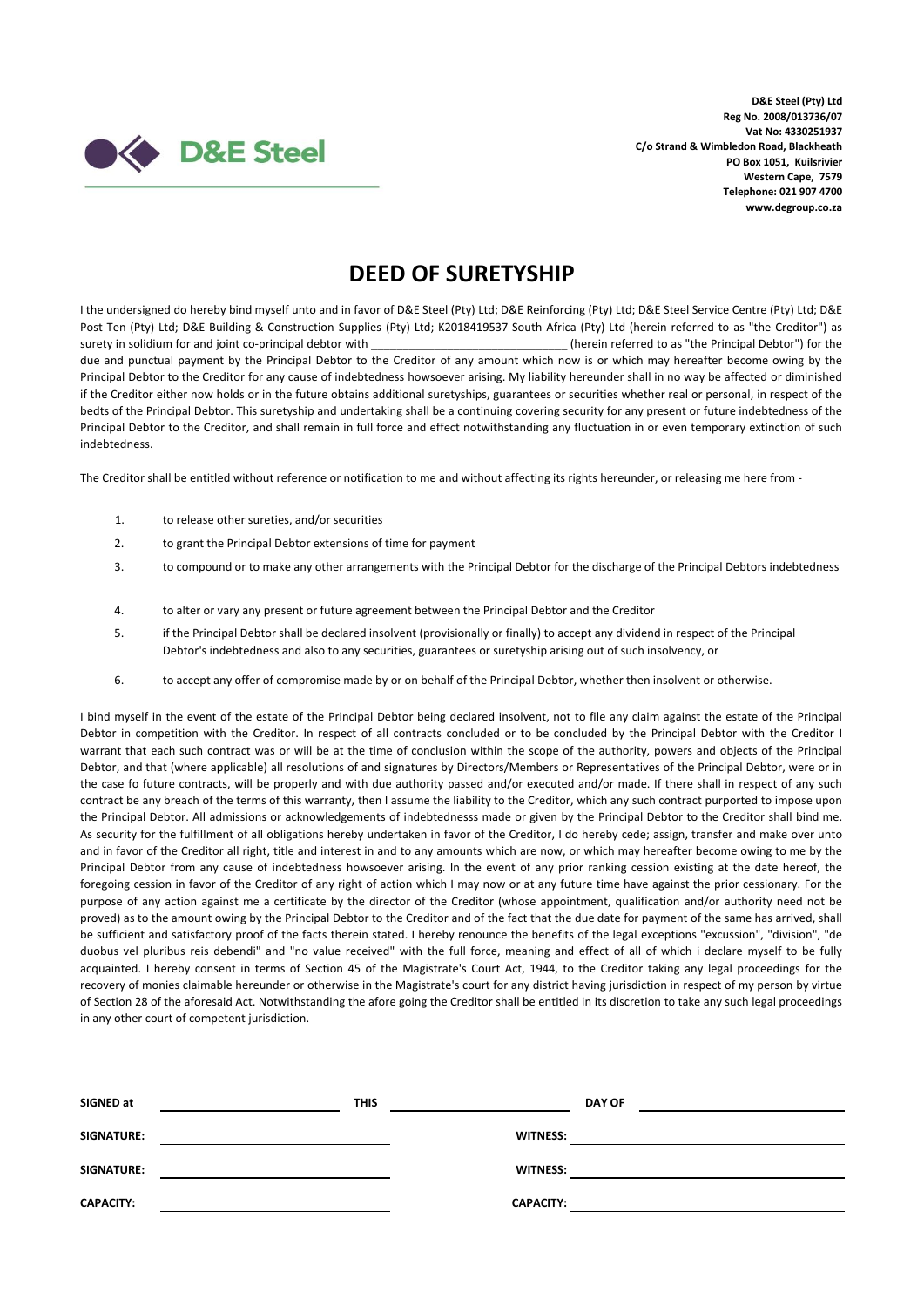D&E Steel

**D&E Steel (Pty) Ltd**
**Reg No. 2008/013736/07**
**Vat No: 4330251937**
**C/o Strand & Wimbledon Road, Blackheath**
**PO Box 1051, Kuilsrivier**
**Western Cape, 7579**
**Telephone: 021 907 4700**
**www.degroup.co.za**

# DEED OF SURETYSHIP

I the undersigned do hereby bind myself unto and in favor of D&E Steel (Pty) Ltd; D&E Reinforcing (Pty) Ltd; D&E Steel Service Centre (Pty) Ltd; D&E Post Ten (Pty) Ltd; D&E Building & Construction Supplies (Pty) Ltd; K2018419537 South Africa (Pty) Ltd (herein referred to as "the Creditor") as surety in solidium for and joint co-principal debtor with ______________________________ (herein referred to as "the Principal Debtor") for the due and punctual payment by the Principal Debtor to the Creditor of any amount which now is or which may hereafter become owing by the Principal Debtor to the Creditor for any cause of indebtedness howsoever arising. My liability hereunder shall in no way be affected or diminished if the Creditor either now holds or in the future obtains additional suretyships, guarantees or securities whether real or personal, in respect of the bedts of the Principal Debtor. This suretyship and undertaking shall be a continuing covering security for any present or future indebtedness of the Principal Debtor to the Creditor, and shall remain in full force and effect notwithstanding any fluctuation in or even temporary extinction of such indebtedness.

The Creditor shall be entitled without reference or notification to me and without affecting its rights hereunder, or releasing me here from -

1. to release other sureties, and/or securities
2. to grant the Principal Debtor extensions of time for payment
3. to compound or to make any other arrangements with the Principal Debtor for the discharge of the Principal Debtors indebtedness
4. to alter or vary any present or future agreement between the Principal Debtor and the Creditor
5. if the Principal Debtor shall be declared insolvent (provisionally or finally) to accept any dividend in respect of the Principal Debtor's indebtedness and also to any securities, guarantees or suretyship arising out of such insolvency, or
6. to accept any offer of compromise made by or on behalf of the Principal Debtor, whether then insolvent or otherwise.

I bind myself in the event of the estate of the Principal Debtor being declared insolvent, not to file any claim against the estate of the Principal Debtor in competition with the Creditor. In respect of all contracts concluded or to be concluded by the Principal Debtor with the Creditor I warrant that each such contract was or will be at the time of conclusion within the scope of the authority, powers and objects of the Principal Debtor, and that (where applicable) all resolutions of and signatures by Directors/Members or Representatives of the Principal Debtor, were or in the case fo future contracts, will be properly and with due authority passed and/or executed and/or made. If there shall in respect of any such contract be any breach of the terms of this warranty, then I assume the liability to the Creditor, which any such contract purported to impose upon the Principal Debtor. All admissions or acknowledgements of indebtednesss made or given by the Principal Debtor to the Creditor shall bind me. As security for the fulfillment of all obligations hereby undertaken in favor of the Creditor, I do hereby cede; assign, transfer and make over unto and in favor of the Creditor all right, title and interest in and to any amounts which are now, or which may hereafter become owing to me by the Principal Debtor from any cause of indebtedness howsoever arising. In the event of any prior ranking cession existing at the date hereof, the foregoing cession in favor of the Creditor of any right of action which I may now or at any future time have against the prior cessionary. For the purpose of any action against me a certificate by the director of the Creditor (whose appointment, qualification and/or authority need not be proved) as to the amount owing by the Principal Debtor to the Creditor and of the fact that the due date for payment of the same has arrived, shall be sufficient and satisfactory proof of the facts therein stated. I hereby renounce the benefits of the legal exceptions "excussion", "division", "de duobus vel pluribus reis debendi" and "no value received" with the full force, meaning and effect of all of which i declare myself to be fully acquainted. I hereby consent in terms of Section 45 of the Magistrate's Court Act, 1944, to the Creditor taking any legal proceedings for the recovery of monies claimable hereunder or otherwise in the Magistrate's court for any district having jurisdiction in respect of my person by virtue of Section 28 of the aforesaid Act. Notwithstanding the afore going the Creditor shall be entitled in its discretion to take any such legal proceedings in any other court of competent jurisdiction.

**SIGNED at** ____________________ **THIS** ____________________ **DAY OF** ____________________

**SIGNATURE:** ____________________ **WITNESS:** ____________________

**SIGNATURE:** ____________________ **WITNESS:** ____________________

**CAPACITY:** ____________________ **CAPACITY:** ____________________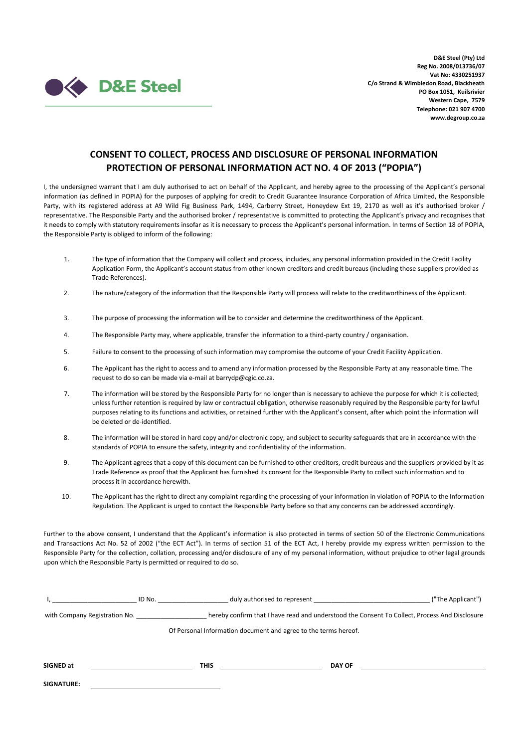D&E Steel

**D&E Steel (Pty) Ltd**
**Reg No. 2008/013736/07**
**Vat No: 4330251937**
**C/o Strand & Wimbledon Road, Blackheath**
**PO Box 1051, Kuilsrivier**
**Western Cape, 7579**
**Telephone: 021 907 4700**
**www.degroup.co.za**

# CONSENT TO COLLECT, PROCESS AND DISCLOSURE OF PERSONAL INFORMATION PROTECTION OF PERSONAL INFORMATION ACT NO. 4 OF 2013 ("POPIA")

I, the undersigned warrant that I am duly authorised to act on behalf of the Applicant, and hereby agree to the processing of the Applicant's personal information (as defined in POPIA) for the purposes of applying for credit to Credit Guarantee Insurance Corporation of Africa Limited, the Responsible Party, with its registered address at A9 Wild Fig Business Park, 1494, Carberry Street, Honeydew Ext 19, 2170 as well as it's authorised broker / representative. The Responsible Party and the authorised broker / representative is committed to protecting the Applicant's privacy and recognises that it needs to comply with statutory requirements insofar as it is necessary to process the Applicant's personal information. In terms of Section 18 of POPIA, the Responsible Party is obliged to inform of the following:

1. The type of information that the Company will collect and process, includes, any personal information provided in the Credit Facility Application Form, the Applicant's account status from other known creditors and credit bureaus (including those suppliers provided as Trade References).
2. The nature/category of the information that the Responsible Party will process will relate to the creditworthiness of the Applicant.
3. The purpose of processing the information will be to consider and determine the creditworthiness of the Applicant.
4. The Responsible Party may, where applicable, transfer the information to a third-party country / organisation.
5. Failure to consent to the processing of such information may compromise the outcome of your Credit Facility Application.
6. The Applicant has the right to access and to amend any information processed by the Responsible Party at any reasonable time. The request to do so can be made via e-mail at barrydp@cgic.co.za.
7. The information will be stored by the Responsible Party for no longer than is necessary to achieve the purpose for which it is collected; unless further retention is required by law or contractual obligation, otherwise reasonably required by the Responsible party for lawful purposes relating to its functions and activities, or retained further with the Applicant's consent, after which point the information will be deleted or de-identified.
8. The information will be stored in hard copy and/or electronic copy; and subject to security safeguards that are in accordance with the standards of POPIA to ensure the safety, integrity and confidentiality of the information.
9. The Applicant agrees that a copy of this document can be furnished to other creditors, credit bureaus and the suppliers provided by it as Trade Reference as proof that the Applicant has furnished its consent for the Responsible Party to collect such information and to process it in accordance herewith.
10. The Applicant has the right to direct any complaint regarding the processing of your information in violation of POPIA to the Information Regulation. The Applicant is urged to contact the Responsible Party before so that any concerns can be addressed accordingly.

Further to the above consent, I understand that the Applicant's information is also protected in terms of section 50 of the Electronic Communications and Transactions Act No. 52 of 2002 ("the ECT Act"). In terms of section 51 of the ECT Act, I hereby provide my express written permission to the Responsible Party for the collection, collation, processing and/or disclosure of any of my personal information, without prejudice to other legal grounds upon which the Responsible Party is permitted or required to do so.

I, ________________________ ID No. ____________________ duly authorised to represent ________________________________ ("The Applicant")

with Company Registration No. ____________________ hereby confirm that I have read and understood the Consent To Collect, Process And Disclosure Of Personal Information document and agree to the terms hereof.

**SIGNED at** ____________________ **THIS** ____________________ **DAY OF** ____________________

**SIGNATURE:** ____________________